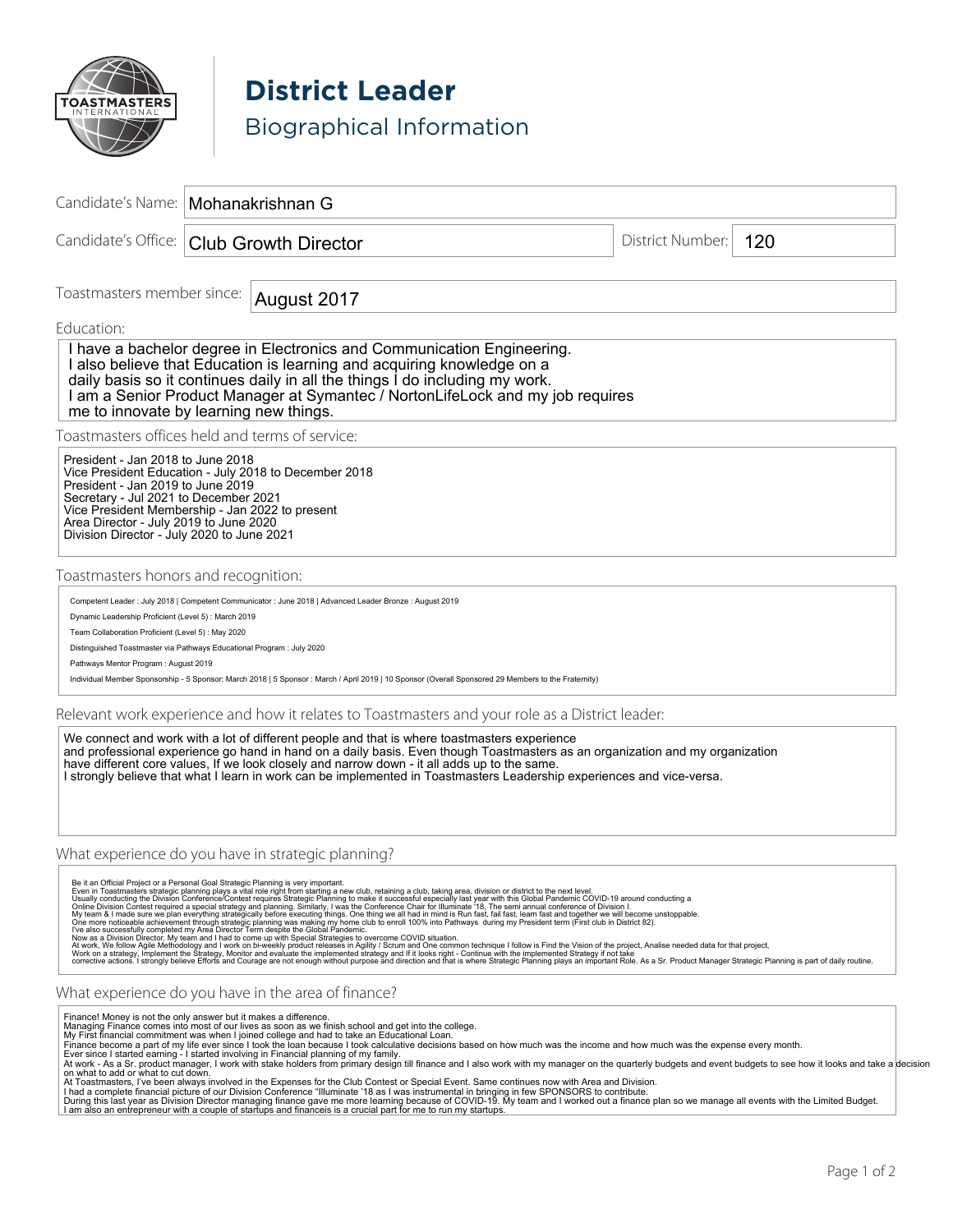# District Leader

## Biographical Information

**Candidate's Name:** Mohanakrishnan G

**Candidate's Office:** Club Growth Director

**District Number:** 120

**Toastmasters member since:** August 2017

**Education:**

I have a bachelor degree in Electronics and Communication Engineering.
I also believe that Education is learning and acquiring knowledge on a daily basis so it continues daily in all the things I do including my work.
I am a Senior Product Manager at Symantec / NortonLifeLock and my job requires me to innovate by learning new things.

**Toastmasters offices held and terms of service:**

President - Jan 2018 to June 2018
Vice President Education - July 2018 to December 2018
President - Jan 2019 to June 2019
Secretary - Jul 2021 to December 2021
Vice President Membership - Jan 2022 to present
Area Director - July 2019 to June 2020
Division Director - July 2020 to June 2021

**Toastmasters honors and recognition:**

Competent Leader : July 2018 | Competent Communicator : June 2018 | Advanced Leader Bronze : August 2019

Dynamic Leadership Proficient (Level 5) : March 2019

Team Collaboration Proficient (Level 5) : May 2020

Distinguished Toastmaster via Pathways Educational Program : July 2020

Pathways Mentor Program : August 2019

Individual Member Sponsorship - 5 Sponsor: March 2018 | 5 Sponsor : March / April 2019 | 10 Sponsor (Overall Sponsored 29 Members to the Fraternity)

**Relevant work experience and how it relates to Toastmasters and your role as a District leader:**

We connect and work with a lot of different people and that is where toastmasters experience and professional experience go hand in hand on a daily basis. Even though Toastmasters as an organization and my organization have different core values, If we look closely and narrow down - it all adds up to the same.
I strongly believe that what I learn in work can be implemented in Toastmasters Leadership experiences and vice-versa.

**What experience do you have in strategic planning?**

Be it an Official Project or a Personal Goal Strategic Planning is very important.
Even in Toastmasters strategic planning plays a vital role right from starting a new club, retaining a club, taking area, division or district to the next level.
Usually conducting the Division Conference/Contest requires Strategic Planning to make it successful especially last year with this Global Pandemic COVID-19 around conducting a Online Division Contest required a special strategy and planning. Similarly, I was the Conference Chair for Illuminate '18, The semi annual conference of Division I.
My team & I made sure we plan everything strategically before executing things. One thing we all had in mind is Run fast, fail fast, learn fast and together we will become unstoppable.
One more noticeable achievement through strategic planning was making my home club to enroll 100% into Pathways during my President term (First club in District 82).
I've also successfully completed my Area Director Term despite the Global Pandemic.
Now as a Division Director, My team and I had to come up with Special Strategies to overcome COVID situation.
At work, We follow Agile Methodology and I work on bi-weekly product releases in Agility / Scrum and One common technique I follow is Find the Vision of the project, Analise needed data for that project, Work on a strategy, Implement the Strategy, Monitor and evaluate the implemented strategy and If it looks right - Continue with the implemented Strategy if not take corrective actions. I strongly believe Efforts and Courage are not enough without purpose and direction and that is where Strategic Planning plays an important Role. As a Sr. Product Manager Strategic Planning is part of daily routine.

**What experience do you have in the area of finance?**

Finance! Money is not the only answer but it makes a difference.
Managing Finance comes into most of our lives as soon as we finish school and get into the college.
My First financial commitment was when I joined college and had to take an Educational Loan.
Finance become a part of my life ever since I took the loan because I took calculative decisions based on how much was the income and how much was the expense every month.
Ever since I started earning - I started involving in Financial planning of my family.
At work - As a Sr. product manager, I work with stake holders from primary design till finance and I also work with my manager on the quarterly budgets and event budgets to see how it looks and take a decision on what to add or what to cut down.
At Toastmasters, I've been always involved in the Expenses for the Club Contest or Special Event. Same continues now with Area and Division.
I had a complete financial picture of our Division Conference "Illuminate '18 as I was instrumental in bringing in few SPONSORS to contribute.
During this last year as Division Director managing finance gave me more learning because of COVID-19. My team and I worked out a finance plan so we manage all events with the Limited Budget.
I am also an entrepreneur with a couple of startups and financeis is a crucial part for me to run my startups.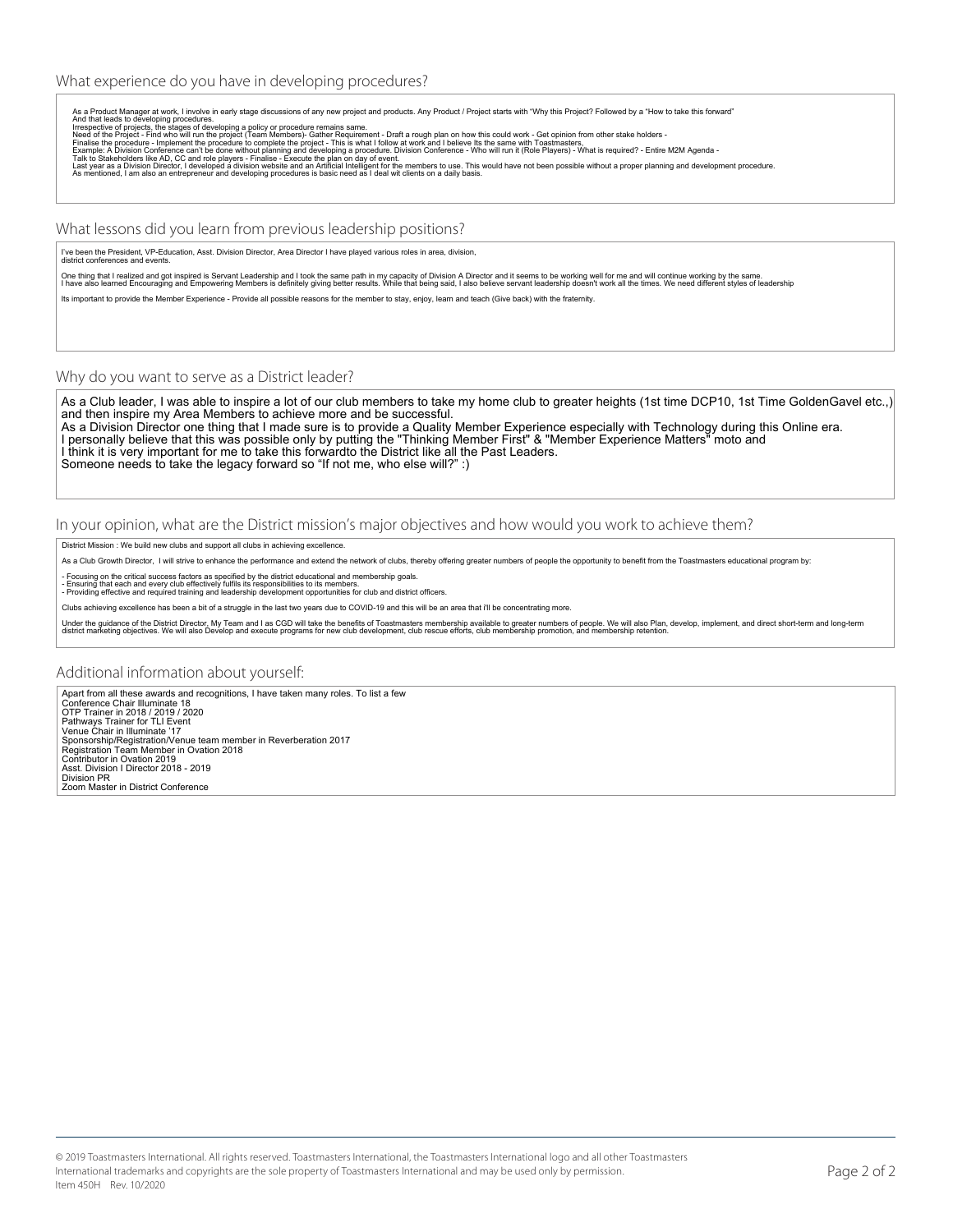## What experience do you have in developing procedures?

As a Product Manager at work, I involve in early stage discussions of any new project and products. Any Product / Project starts with "Why this Project? Followed by a "How to take this forward"
And that leads to developing procedures.
Irrespective of projects, the stages of developing a policy or procedure remains same.
Need of the Project - Find who will run the project (Team Members)- Gather Requirement - Draft a rough plan on how this could work - Get opinion from other stake holders -
Finalise the procedure - Implement the procedure to complete the project - This is what I follow at work and I believe Its the same with Toastmasters.
Example: A Division Conference can't be done without planning and developing a procedure. Division Conference - Who will run it (Role Players) - What is required? - Entire M2M Agenda -
Talk to Stakeholders like AD, CC and role players - Finalise - Execute the plan on day of event.
Last year as a Division Director, I developed a division website and an Artificial Intelligent for the members to use. This would have not been possible without a proper planning and development procedure.
As mentioned, I am also an entrepreneur and developing procedures is basic need as I deal wit clients on a daily basis.

## What lessons did you learn from previous leadership positions?

I've been the President, VP-Education, Asst. Division Director, Area Director I have played various roles in area, division,
district conferences and events.

One thing that I realized and got inspired is Servant Leadership and I took the same path in my capacity of Division A Director and it seems to be working well for me and will continue working by the same.
I have also learned Encouraging and Empowering Members is definitely giving better results. While that being said, I also believe servant leadership doesn't work all the times. We need different styles of leadership

Its important to provide the Member Experience - Provide all possible reasons for the member to stay, enjoy, learn and teach (Give back) with the fraternity.

## Why do you want to serve as a District leader?

As a Club leader, I was able to inspire a lot of our club members to take my home club to greater heights (1st time DCP10, 1st Time GoldenGavel etc.,) and then inspire my Area Members to achieve more and be successful.
As a Division Director one thing that I made sure is to provide a Quality Member Experience especially with Technology during this Online era.
I personally believe that this was possible only by putting the "Thinking Member First" & "Member Experience Matters" moto and
I think it is very important for me to take this forwardto the District like all the Past Leaders.
Someone needs to take the legacy forward so "If not me, who else will?" :)

## In your opinion, what are the District mission's major objectives and how would you work to achieve them?

District Mission : We build new clubs and support all clubs in achieving excellence.

As a Club Growth Director, I will strive to enhance the performance and extend the network of clubs, thereby offering greater numbers of people the opportunity to benefit from the Toastmasters educational program by:

- Focusing on the critical success factors as specified by the district educational and membership goals.
- Ensuring that each and every club effectively fulfils its responsibilities to its members.
- Providing effective and required training and leadership development opportunities for club and district officers.

Clubs achieving excellence has been a bit of a struggle in the last two years due to COVID-19 and this will be an area that i'll be concentrating more.

Under the guidance of the District Director, My Team and I as CGD will take the benefits of Toastmasters membership available to greater numbers of people. We will also Plan, develop, implement, and direct short-term and long-term district marketing objectives. We will also Develop and execute programs for new club development, club rescue efforts, club membership promotion, and membership retention.

## Additional information about yourself:

Apart from all these awards and recognitions, I have taken many roles. To list a few
Conference Chair Illuminate 18
OTP Trainer in 2018 / 2019 / 2020
Pathways Trainer for TLI Event
Venue Chair in Illuminate '17
Sponsorship/Registration/Venue team member in Reverberation 2017
Registration Team Member in Ovation 2018
Contributor in Ovation 2019
Asst. Division I Director 2018 - 2019
Division PR
Zoom Master in District Conference

© 2019 Toastmasters International. All rights reserved. Toastmasters International, the Toastmasters International logo and all other Toastmasters International trademarks and copyrights are the sole property of Toastmasters International and may be used only by permission.
Item 450H Rev. 10/2020